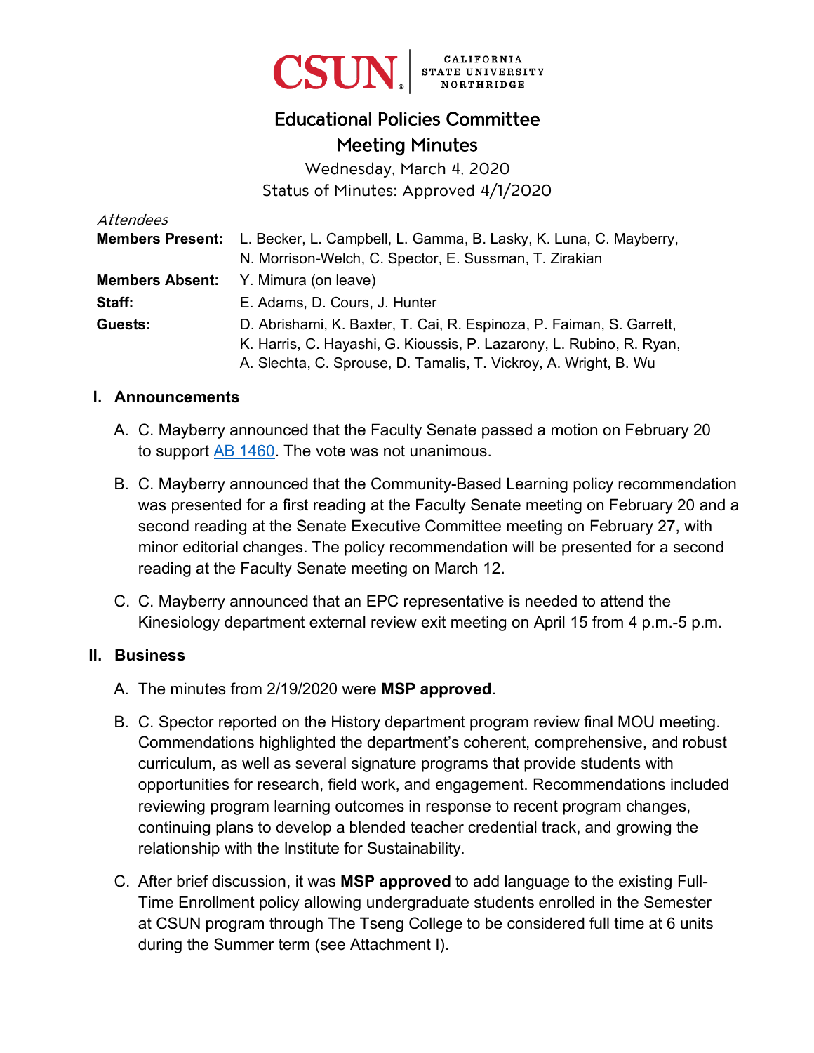# Educational Policies Committee

## Meeting Minutes

Wednesday, March 4, 2020

Status of Minutes: Approved 4/1/2020

*Attendees*

**Members Present:** L. Becker, L. Campbell, L. Gamma, B. Lasky, K. Luna, C. Mayberry, N. Morrison-Welch, C. Spector, E. Sussman, T. Zirakian

**Members Absent:** Y. Mimura (on leave)

**Staff:** E. Adams, D. Cours, J. Hunter

**Guests:** D. Abrishami, K. Baxter, T. Cai, R. Espinoza, P. Faiman, S. Garrett, K. Harris, C. Hayashi, G. Kioussis, P. Lazarony, L. Rubino, R. Ryan, A. Slechta, C. Sprouse, D. Tamalis, T. Vickroy, A. Wright, B. Wu

## I. Announcements

A. C. Mayberry announced that the Faculty Senate passed a motion on February 20 to support AB 1460. The vote was not unanimous.

B. C. Mayberry announced that the Community-Based Learning policy recommendation was presented for a first reading at the Faculty Senate meeting on February 20 and a second reading at the Senate Executive Committee meeting on February 27, with minor editorial changes. The policy recommendation will be presented for a second reading at the Faculty Senate meeting on March 12.

C. C. Mayberry announced that an EPC representative is needed to attend the Kinesiology department external review exit meeting on April 15 from 4 p.m.-5 p.m.

## II. Business

A. The minutes from 2/19/2020 were **MSP approved**.

B. C. Spector reported on the History department program review final MOU meeting. Commendations highlighted the department's coherent, comprehensive, and robust curriculum, as well as several signature programs that provide students with opportunities for research, field work, and engagement. Recommendations included reviewing program learning outcomes in response to recent program changes, continuing plans to develop a blended teacher credential track, and growing the relationship with the Institute for Sustainability.

C. After brief discussion, it was **MSP approved** to add language to the existing Full-Time Enrollment policy allowing undergraduate students enrolled in the Semester at CSUN program through The Tseng College to be considered full time at 6 units during the Summer term (see Attachment I).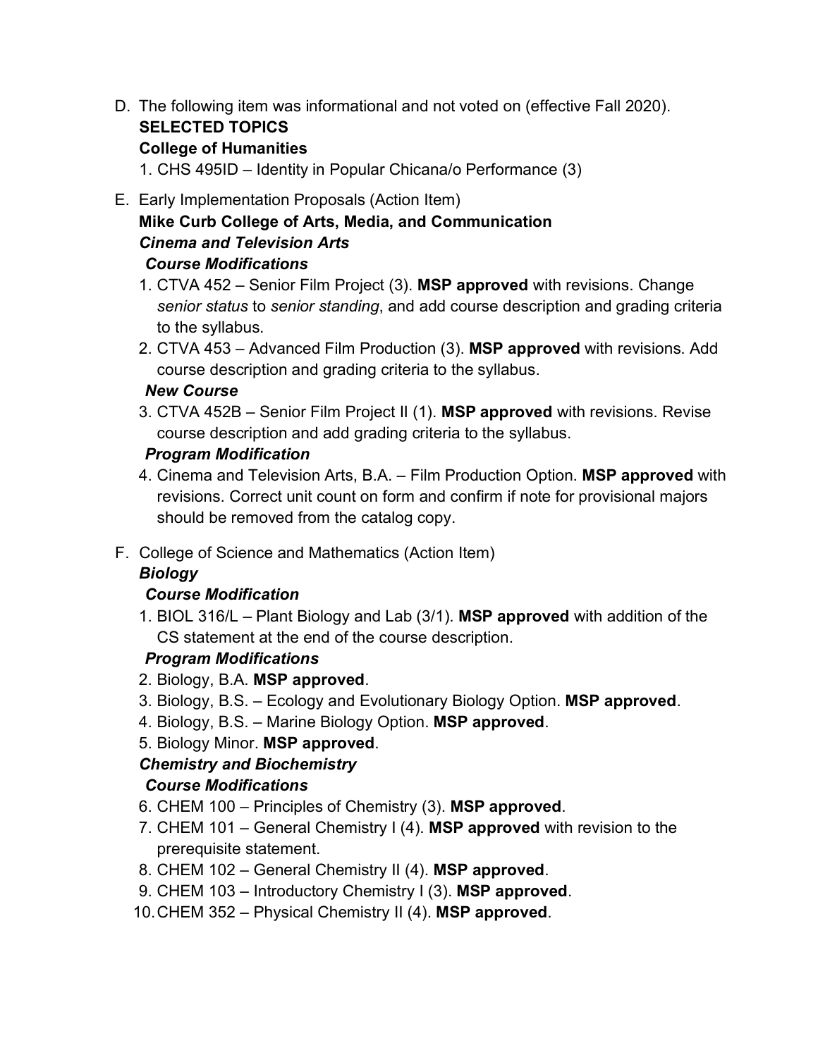D. The following item was informational and not voted on (effective Fall 2020).

**SELECTED TOPICS**

**College of Humanities**

1. CHS 495ID – Identity in Popular Chicana/o Performance (3)

E. Early Implementation Proposals (Action Item)

**Mike Curb College of Arts, Media, and Communication**

***Cinema and Television Arts***

***Course Modifications***

1. CTVA 452 – Senior Film Project (3). **MSP approved** with revisions. Change *senior status* to *senior standing*, and add course description and grading criteria to the syllabus.
2. CTVA 453 – Advanced Film Production (3). **MSP approved** with revisions. Add course description and grading criteria to the syllabus.

***New Course***

3. CTVA 452B – Senior Film Project II (1). **MSP approved** with revisions. Revise course description and add grading criteria to the syllabus.

***Program Modification***

4. Cinema and Television Arts, B.A. – Film Production Option. **MSP approved** with revisions. Correct unit count on form and confirm if note for provisional majors should be removed from the catalog copy.

F. College of Science and Mathematics (Action Item)

***Biology***

***Course Modification***

1. BIOL 316/L – Plant Biology and Lab (3/1). **MSP approved** with addition of the CS statement at the end of the course description.

***Program Modifications***

2. Biology, B.A. **MSP approved**.
3. Biology, B.S. – Ecology and Evolutionary Biology Option. **MSP approved**.
4. Biology, B.S. – Marine Biology Option. **MSP approved**.
5. Biology Minor. **MSP approved**.

***Chemistry and Biochemistry***

***Course Modifications***

6. CHEM 100 – Principles of Chemistry (3). **MSP approved**.
7. CHEM 101 – General Chemistry I (4). **MSP approved** with revision to the prerequisite statement.
8. CHEM 102 – General Chemistry II (4). **MSP approved**.
9. CHEM 103 – Introductory Chemistry I (3). **MSP approved**.
10. CHEM 352 – Physical Chemistry II (4). **MSP approved**.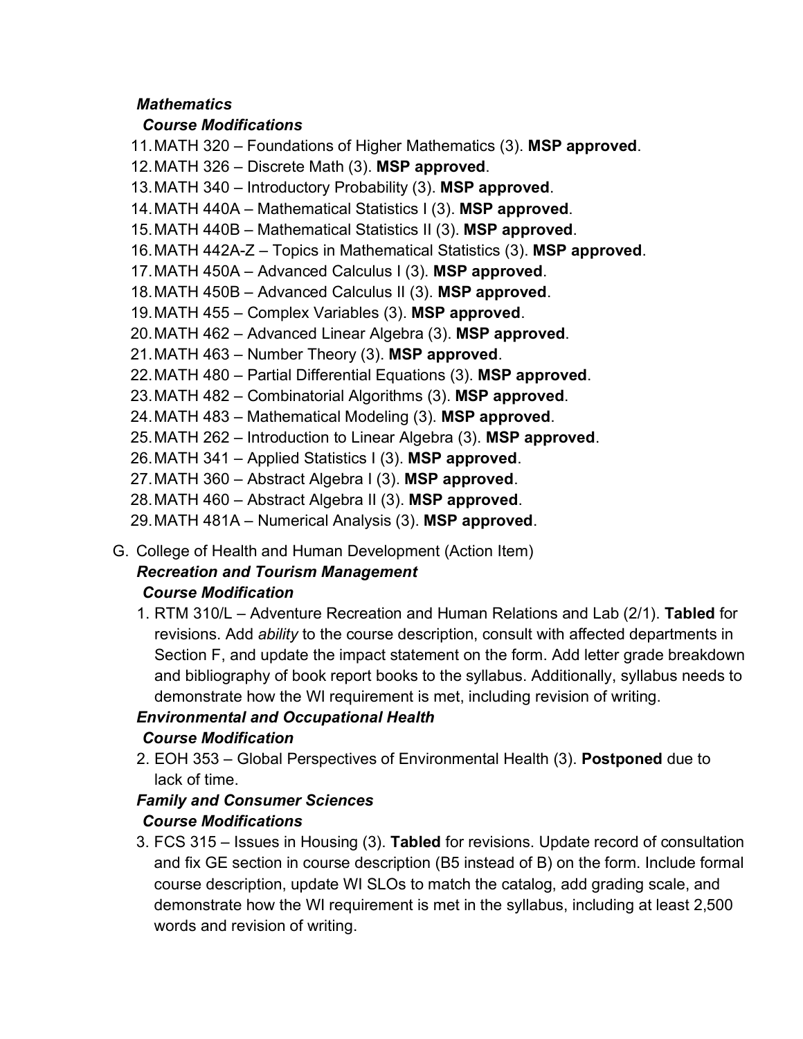***Mathematics***

***Course Modifications***

11. MATH 320 – Foundations of Higher Mathematics (3). **MSP approved**.
12. MATH 326 – Discrete Math (3). **MSP approved**.
13. MATH 340 – Introductory Probability (3). **MSP approved**.
14. MATH 440A – Mathematical Statistics I (3). **MSP approved**.
15. MATH 440B – Mathematical Statistics II (3). **MSP approved**.
16. MATH 442A-Z – Topics in Mathematical Statistics (3). **MSP approved**.
17. MATH 450A – Advanced Calculus I (3). **MSP approved**.
18. MATH 450B – Advanced Calculus II (3). **MSP approved**.
19. MATH 455 – Complex Variables (3). **MSP approved**.
20. MATH 462 – Advanced Linear Algebra (3). **MSP approved**.
21. MATH 463 – Number Theory (3). **MSP approved**.
22. MATH 480 – Partial Differential Equations (3). **MSP approved**.
23. MATH 482 – Combinatorial Algorithms (3). **MSP approved**.
24. MATH 483 – Mathematical Modeling (3). **MSP approved**.
25. MATH 262 – Introduction to Linear Algebra (3). **MSP approved**.
26. MATH 341 – Applied Statistics I (3). **MSP approved**.
27. MATH 360 – Abstract Algebra I (3). **MSP approved**.
28. MATH 460 – Abstract Algebra II (3). **MSP approved**.
29. MATH 481A – Numerical Analysis (3). **MSP approved**.

G. College of Health and Human Development (Action Item)

***Recreation and Tourism Management***

***Course Modification***

1. RTM 310/L – Adventure Recreation and Human Relations and Lab (2/1). **Tabled** for revisions. Add *ability* to the course description, consult with affected departments in Section F, and update the impact statement on the form. Add letter grade breakdown and bibliography of book report books to the syllabus. Additionally, syllabus needs to demonstrate how the WI requirement is met, including revision of writing.

***Environmental and Occupational Health***

***Course Modification***

2. EOH 353 – Global Perspectives of Environmental Health (3). **Postponed** due to lack of time.

***Family and Consumer Sciences***

***Course Modifications***

3. FCS 315 – Issues in Housing (3). **Tabled** for revisions. Update record of consultation and fix GE section in course description (B5 instead of B) on the form. Include formal course description, update WI SLOs to match the catalog, add grading scale, and demonstrate how the WI requirement is met in the syllabus, including at least 2,500 words and revision of writing.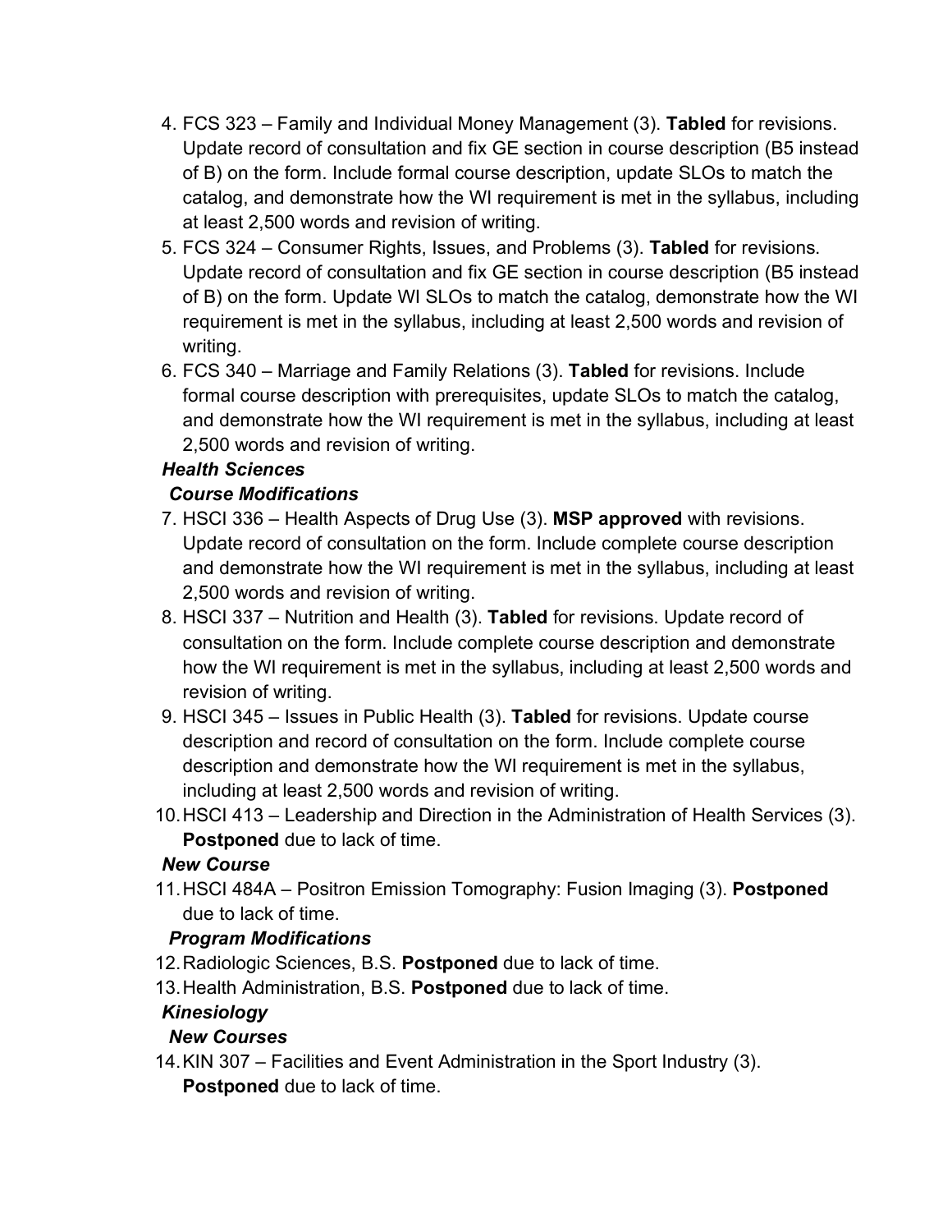4. FCS 323 – Family and Individual Money Management (3). **Tabled** for revisions. Update record of consultation and fix GE section in course description (B5 instead of B) on the form. Include formal course description, update SLOs to match the catalog, and demonstrate how the WI requirement is met in the syllabus, including at least 2,500 words and revision of writing.
5. FCS 324 – Consumer Rights, Issues, and Problems (3). **Tabled** for revisions. Update record of consultation and fix GE section in course description (B5 instead of B) on the form. Update WI SLOs to match the catalog, demonstrate how the WI requirement is met in the syllabus, including at least 2,500 words and revision of writing.
6. FCS 340 – Marriage and Family Relations (3). **Tabled** for revisions. Include formal course description with prerequisites, update SLOs to match the catalog, and demonstrate how the WI requirement is met in the syllabus, including at least 2,500 words and revision of writing.

***Health Sciences***

***Course Modifications***

7. HSCI 336 – Health Aspects of Drug Use (3). **MSP approved** with revisions. Update record of consultation on the form. Include complete course description and demonstrate how the WI requirement is met in the syllabus, including at least 2,500 words and revision of writing.
8. HSCI 337 – Nutrition and Health (3). **Tabled** for revisions. Update record of consultation on the form. Include complete course description and demonstrate how the WI requirement is met in the syllabus, including at least 2,500 words and revision of writing.
9. HSCI 345 – Issues in Public Health (3). **Tabled** for revisions. Update course description and record of consultation on the form. Include complete course description and demonstrate how the WI requirement is met in the syllabus, including at least 2,500 words and revision of writing.
10. HSCI 413 – Leadership and Direction in the Administration of Health Services (3). **Postponed** due to lack of time.

***New Course***

11. HSCI 484A – Positron Emission Tomography: Fusion Imaging (3). **Postponed** due to lack of time.

***Program Modifications***

12. Radiologic Sciences, B.S. **Postponed** due to lack of time.
13. Health Administration, B.S. **Postponed** due to lack of time.

***Kinesiology***

***New Courses***

14. KIN 307 – Facilities and Event Administration in the Sport Industry (3). **Postponed** due to lack of time.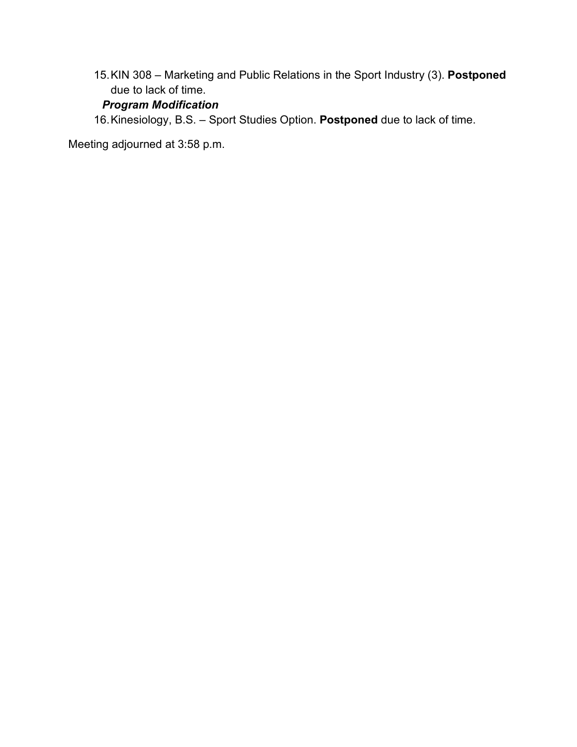15. KIN 308 – Marketing and Public Relations in the Sport Industry (3). **Postponed** due to lack of time.

***Program Modification***

16. Kinesiology, B.S. – Sport Studies Option. **Postponed** due to lack of time.

Meeting adjourned at 3:58 p.m.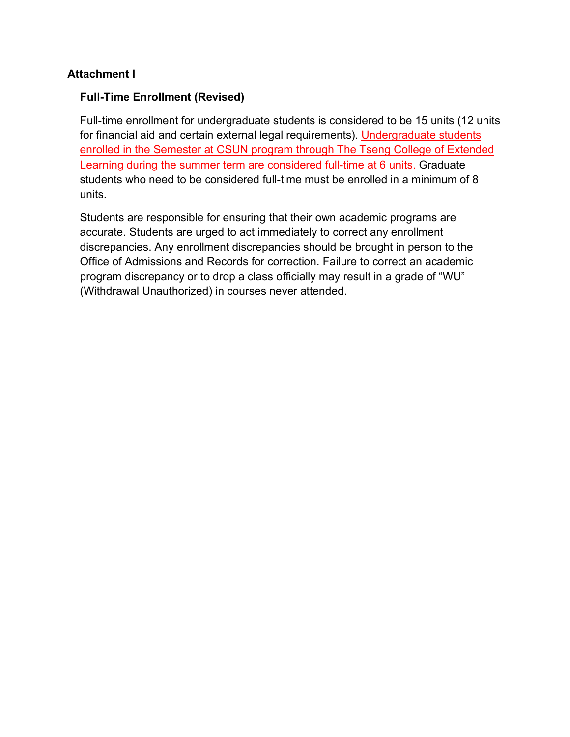**Attachment I**

**Full-Time Enrollment (Revised)**

Full-time enrollment for undergraduate students is considered to be 15 units (12 units for financial aid and certain external legal requirements). Undergraduate students enrolled in the Semester at CSUN program through The Tseng College of Extended Learning during the summer term are considered full-time at 6 units. Graduate students who need to be considered full-time must be enrolled in a minimum of 8 units.

Students are responsible for ensuring that their own academic programs are accurate. Students are urged to act immediately to correct any enrollment discrepancies. Any enrollment discrepancies should be brought in person to the Office of Admissions and Records for correction. Failure to correct an academic program discrepancy or to drop a class officially may result in a grade of "WU" (Withdrawal Unauthorized) in courses never attended.